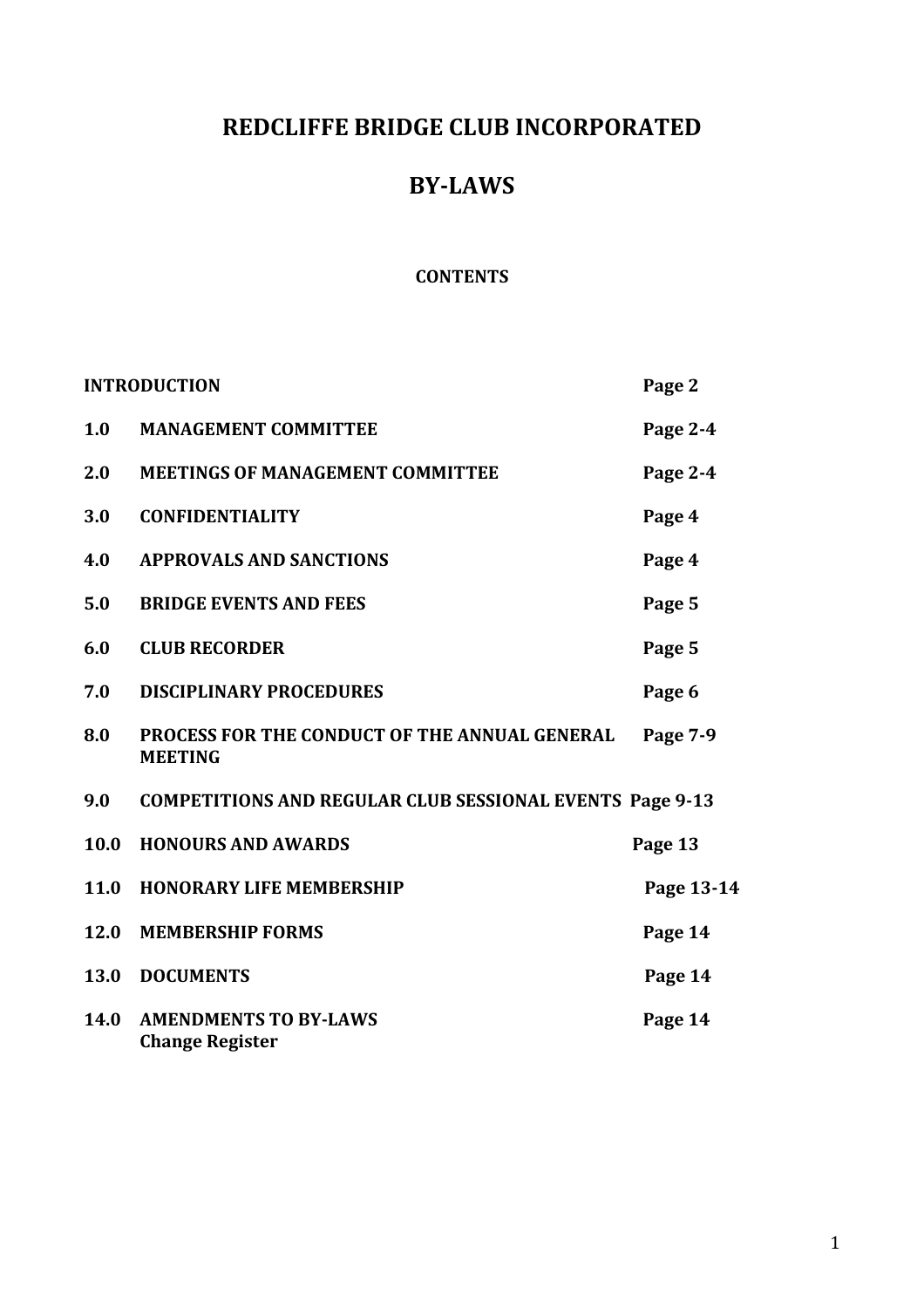# REDCLIFFE BRIDGE CLUB INCORPORATED

# BY-LAWS

### CONTENTS

| | | |
|---|---|---|
| **INTRODUCTION** | | **Page 2** |
| **1.0** | **MANAGEMENT COMMITTEE** | **Page 2-4** |
| **2.0** | **MEETINGS OF MANAGEMENT COMMITTEE** | **Page 2-4** |
| **3.0** | **CONFIDENTIALITY** | **Page 4** |
| **4.0** | **APPROVALS AND SANCTIONS** | **Page 4** |
| **5.0** | **BRIDGE EVENTS AND FEES** | **Page 5** |
| **6.0** | **CLUB RECORDER** | **Page 5** |
| **7.0** | **DISCIPLINARY PROCEDURES** | **Page 6** |
| **8.0** | **PROCESS FOR THE CONDUCT OF THE ANNUAL GENERAL MEETING** | **Page 7-9** |
| **9.0** | **COMPETITIONS AND REGULAR CLUB SESSIONAL EVENTS** | **Page 9-13** |
| **10.0** | **HONOURS AND AWARDS** | **Page 13** |
| **11.0** | **HONORARY LIFE MEMBERSHIP** | **Page 13-14** |
| **12.0** | **MEMBERSHIP FORMS** | **Page 14** |
| **13.0** | **DOCUMENTS** | **Page 14** |
| **14.0** | **AMENDMENTS TO BY-LAWS**<br>**Change Register** | **Page 14** |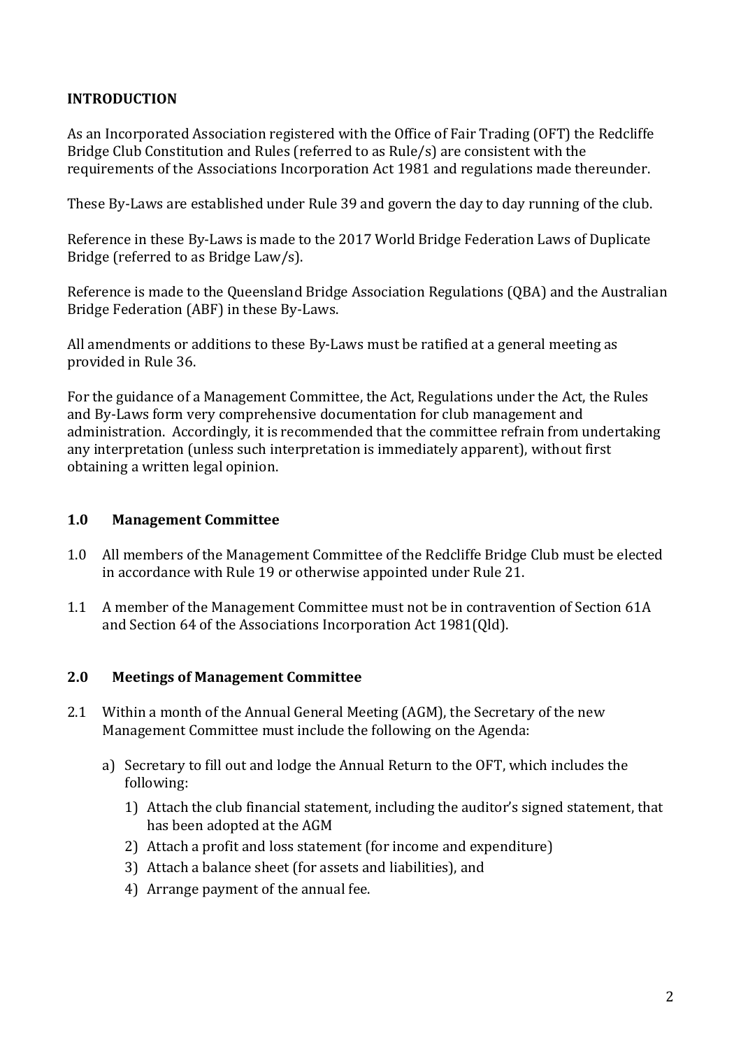## INTRODUCTION

As an Incorporated Association registered with the Office of Fair Trading (OFT) the Redcliffe Bridge Club Constitution and Rules (referred to as Rule/s) are consistent with the requirements of the Associations Incorporation Act 1981 and regulations made thereunder.

These By-Laws are established under Rule 39 and govern the day to day running of the club.

Reference in these By-Laws is made to the 2017 World Bridge Federation Laws of Duplicate Bridge (referred to as Bridge Law/s).

Reference is made to the Queensland Bridge Association Regulations (QBA) and the Australian Bridge Federation (ABF) in these By-Laws.

All amendments or additions to these By-Laws must be ratified at a general meeting as provided in Rule 36.

For the guidance of a Management Committee, the Act, Regulations under the Act, the Rules and By-Laws form very comprehensive documentation for club management and administration. Accordingly, it is recommended that the committee refrain from undertaking any interpretation (unless such interpretation is immediately apparent), without first obtaining a written legal opinion.

## 1.0 Management Committee

1.0 All members of the Management Committee of the Redcliffe Bridge Club must be elected in accordance with Rule 19 or otherwise appointed under Rule 21.

1.1 A member of the Management Committee must not be in contravention of Section 61A and Section 64 of the Associations Incorporation Act 1981(Qld).

## 2.0 Meetings of Management Committee

2.1 Within a month of the Annual General Meeting (AGM), the Secretary of the new Management Committee must include the following on the Agenda:

a) Secretary to fill out and lodge the Annual Return to the OFT, which includes the following:
   1) Attach the club financial statement, including the auditor's signed statement, that has been adopted at the AGM
   2) Attach a profit and loss statement (for income and expenditure)
   3) Attach a balance sheet (for assets and liabilities), and
   4) Arrange payment of the annual fee.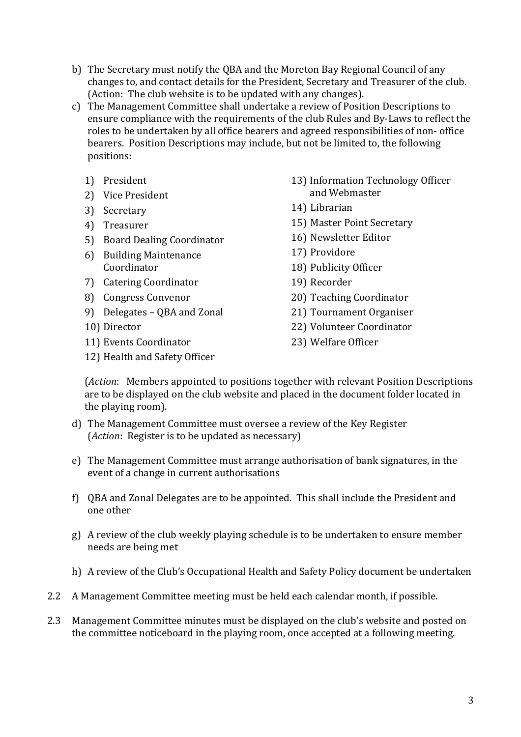b) The Secretary must notify the QBA and the Moreton Bay Regional Council of any changes to, and contact details for the President, Secretary and Treasurer of the club. (Action: The club website is to be updated with any changes).

c) The Management Committee shall undertake a review of Position Descriptions to ensure compliance with the requirements of the club Rules and By-Laws to reflect the roles to be undertaken by all office bearers and agreed responsibilities of non- office bearers. Position Descriptions may include, but not be limited to, the following positions:

    1) President
    2) Vice President
    3) Secretary
    4) Treasurer
    5) Board Dealing Coordinator
    6) Building Maintenance Coordinator
    7) Catering Coordinator
    8) Congress Convenor
    9) Delegates – QBA and Zonal
    10) Director
    11) Events Coordinator
    12) Health and Safety Officer
    13) Information Technology Officer and Webmaster
    14) Librarian
    15) Master Point Secretary
    16) Newsletter Editor
    17) Providore
    18) Publicity Officer
    19) Recorder
    20) Teaching Coordinator
    21) Tournament Organiser
    22) Volunteer Coordinator
    23) Welfare Officer

    (*Action*: Members appointed to positions together with relevant Position Descriptions are to be displayed on the club website and placed in the document folder located in the playing room).

d) The Management Committee must oversee a review of the Key Register (*Action*: Register is to be updated as necessary)

e) The Management Committee must arrange authorisation of bank signatures, in the event of a change in current authorisations

f) QBA and Zonal Delegates are to be appointed. This shall include the President and one other

g) A review of the club weekly playing schedule is to be undertaken to ensure member needs are being met

h) A review of the Club's Occupational Health and Safety Policy document be undertaken

2.2 A Management Committee meeting must be held each calendar month, if possible.

2.3 Management Committee minutes must be displayed on the club's website and posted on the committee noticeboard in the playing room, once accepted at a following meeting.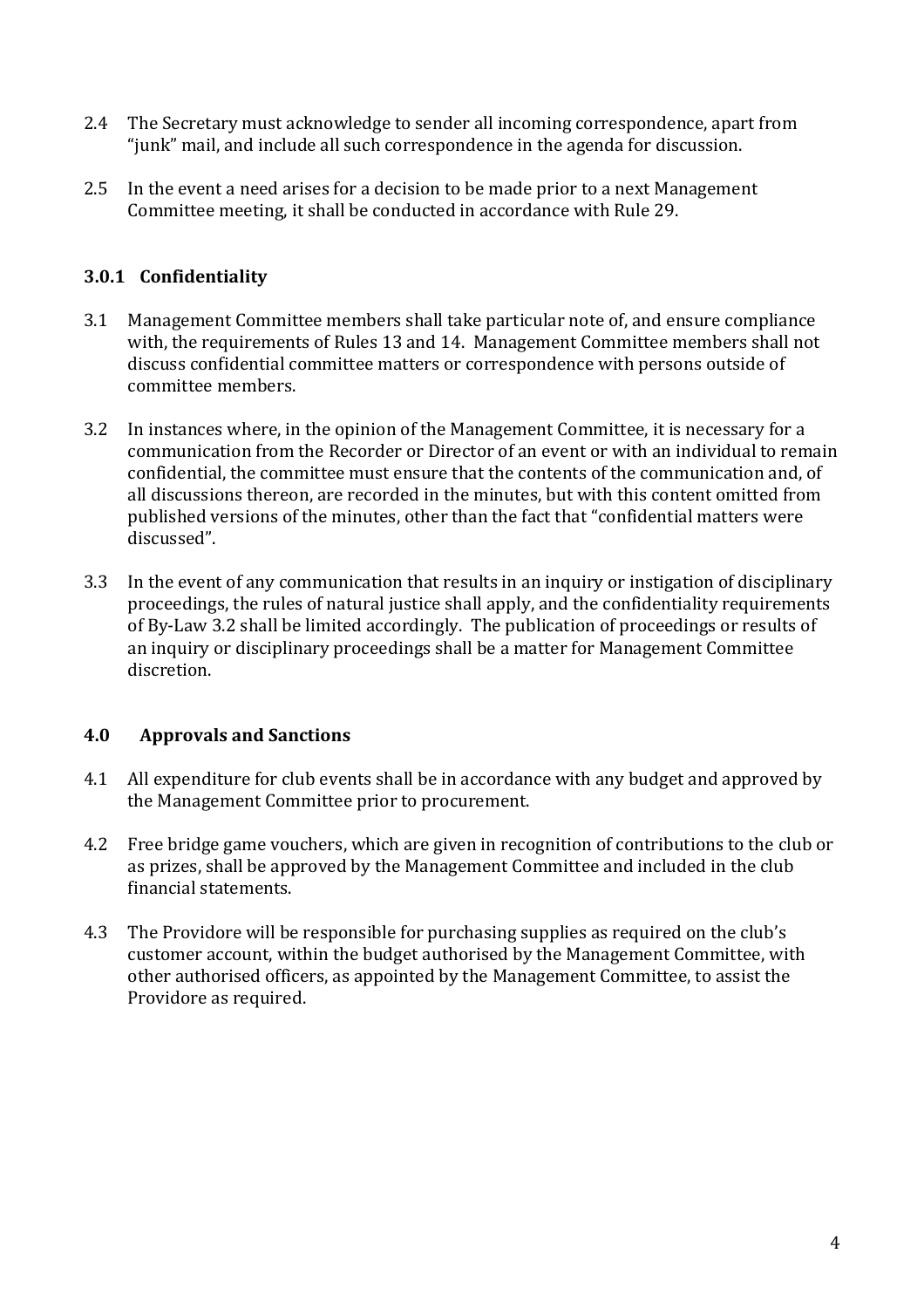2.4 The Secretary must acknowledge to sender all incoming correspondence, apart from "junk" mail, and include all such correspondence in the agenda for discussion.

2.5 In the event a need arises for a decision to be made prior to a next Management Committee meeting, it shall be conducted in accordance with Rule 29.

### 3.0.1 Confidentiality

3.1 Management Committee members shall take particular note of, and ensure compliance with, the requirements of Rules 13 and 14. Management Committee members shall not discuss confidential committee matters or correspondence with persons outside of committee members.

3.2 In instances where, in the opinion of the Management Committee, it is necessary for a communication from the Recorder or Director of an event or with an individual to remain confidential, the committee must ensure that the contents of the communication and, of all discussions thereon, are recorded in the minutes, but with this content omitted from published versions of the minutes, other than the fact that "confidential matters were discussed".

3.3 In the event of any communication that results in an inquiry or instigation of disciplinary proceedings, the rules of natural justice shall apply, and the confidentiality requirements of By-Law 3.2 shall be limited accordingly. The publication of proceedings or results of an inquiry or disciplinary proceedings shall be a matter for Management Committee discretion.

### 4.0 Approvals and Sanctions

4.1 All expenditure for club events shall be in accordance with any budget and approved by the Management Committee prior to procurement.

4.2 Free bridge game vouchers, which are given in recognition of contributions to the club or as prizes, shall be approved by the Management Committee and included in the club financial statements.

4.3 The Providore will be responsible for purchasing supplies as required on the club's customer account, within the budget authorised by the Management Committee, with other authorised officers, as appointed by the Management Committee, to assist the Providore as required.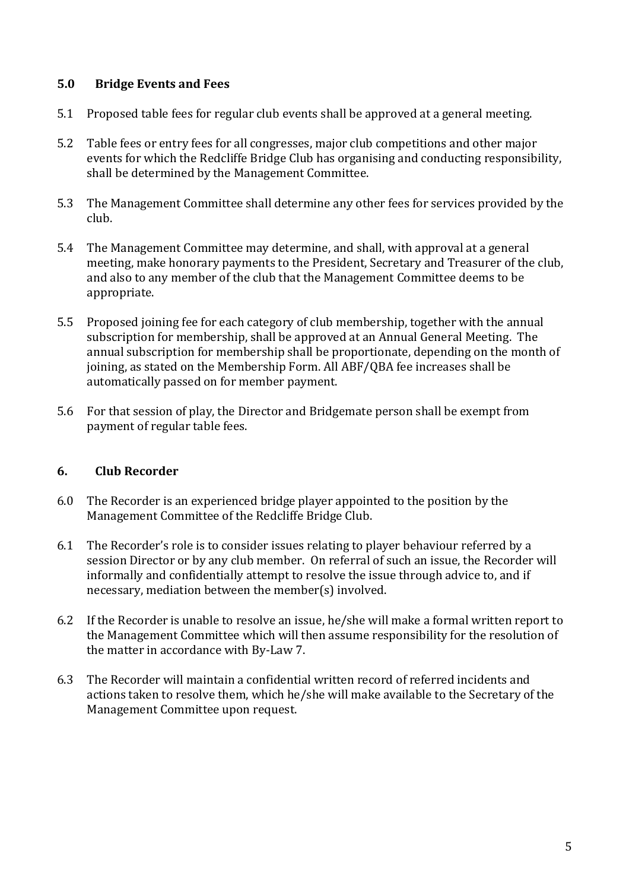## 5.0 Bridge Events and Fees

5.1 Proposed table fees for regular club events shall be approved at a general meeting.

5.2 Table fees or entry fees for all congresses, major club competitions and other major events for which the Redcliffe Bridge Club has organising and conducting responsibility, shall be determined by the Management Committee.

5.3 The Management Committee shall determine any other fees for services provided by the club.

5.4 The Management Committee may determine, and shall, with approval at a general meeting, make honorary payments to the President, Secretary and Treasurer of the club, and also to any member of the club that the Management Committee deems to be appropriate.

5.5 Proposed joining fee for each category of club membership, together with the annual subscription for membership, shall be approved at an Annual General Meeting. The annual subscription for membership shall be proportionate, depending on the month of joining, as stated on the Membership Form. All ABF/QBA fee increases shall be automatically passed on for member payment.

5.6 For that session of play, the Director and Bridgemate person shall be exempt from payment of regular table fees.

## 6. Club Recorder

6.0 The Recorder is an experienced bridge player appointed to the position by the Management Committee of the Redcliffe Bridge Club.

6.1 The Recorder's role is to consider issues relating to player behaviour referred by a session Director or by any club member. On referral of such an issue, the Recorder will informally and confidentially attempt to resolve the issue through advice to, and if necessary, mediation between the member(s) involved.

6.2 If the Recorder is unable to resolve an issue, he/she will make a formal written report to the Management Committee which will then assume responsibility for the resolution of the matter in accordance with By-Law 7.

6.3 The Recorder will maintain a confidential written record of referred incidents and actions taken to resolve them, which he/she will make available to the Secretary of the Management Committee upon request.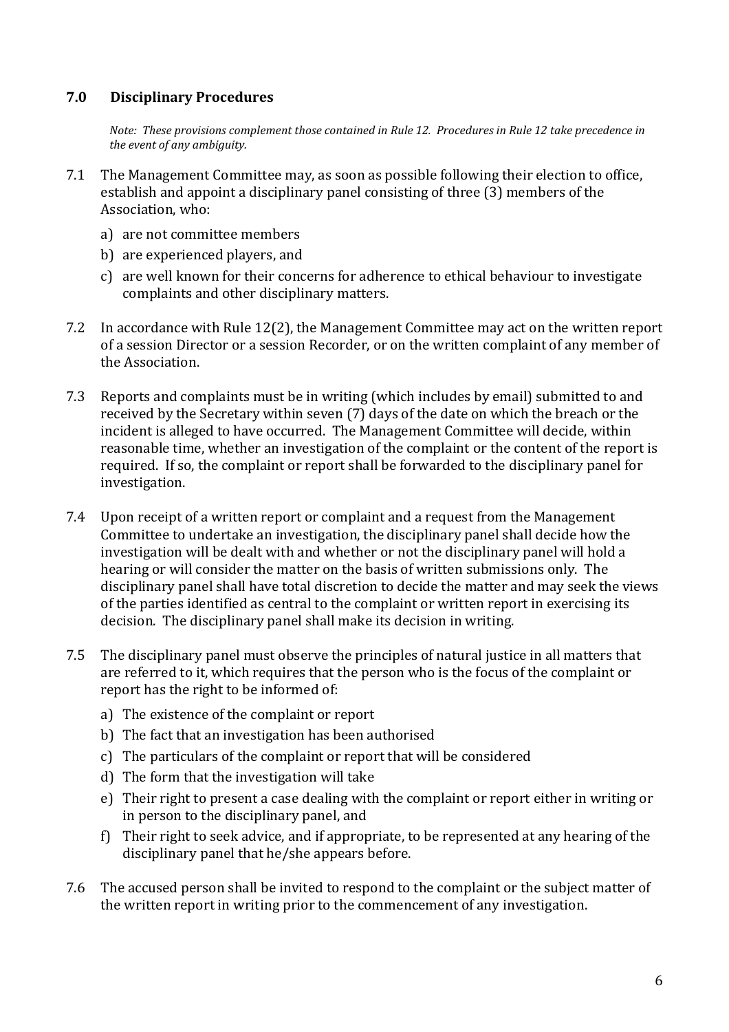## 7.0 Disciplinary Procedures

*Note: These provisions complement those contained in Rule 12. Procedures in Rule 12 take precedence in the event of any ambiguity.*

7.1 The Management Committee may, as soon as possible following their election to office, establish and appoint a disciplinary panel consisting of three (3) members of the Association, who:

a) are not committee members
b) are experienced players, and
c) are well known for their concerns for adherence to ethical behaviour to investigate complaints and other disciplinary matters.

7.2 In accordance with Rule 12(2), the Management Committee may act on the written report of a session Director or a session Recorder, or on the written complaint of any member of the Association.

7.3 Reports and complaints must be in writing (which includes by email) submitted to and received by the Secretary within seven (7) days of the date on which the breach or the incident is alleged to have occurred. The Management Committee will decide, within reasonable time, whether an investigation of the complaint or the content of the report is required. If so, the complaint or report shall be forwarded to the disciplinary panel for investigation.

7.4 Upon receipt of a written report or complaint and a request from the Management Committee to undertake an investigation, the disciplinary panel shall decide how the investigation will be dealt with and whether or not the disciplinary panel will hold a hearing or will consider the matter on the basis of written submissions only. The disciplinary panel shall have total discretion to decide the matter and may seek the views of the parties identified as central to the complaint or written report in exercising its decision. The disciplinary panel shall make its decision in writing.

7.5 The disciplinary panel must observe the principles of natural justice in all matters that are referred to it, which requires that the person who is the focus of the complaint or report has the right to be informed of:

a) The existence of the complaint or report
b) The fact that an investigation has been authorised
c) The particulars of the complaint or report that will be considered
d) The form that the investigation will take
e) Their right to present a case dealing with the complaint or report either in writing or in person to the disciplinary panel, and
f) Their right to seek advice, and if appropriate, to be represented at any hearing of the disciplinary panel that he/she appears before.

7.6 The accused person shall be invited to respond to the complaint or the subject matter of the written report in writing prior to the commencement of any investigation.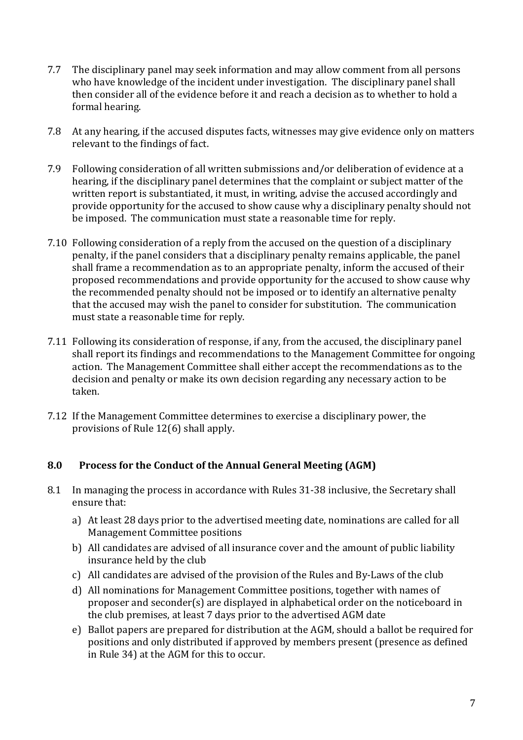7.7 The disciplinary panel may seek information and may allow comment from all persons who have knowledge of the incident under investigation. The disciplinary panel shall then consider all of the evidence before it and reach a decision as to whether to hold a formal hearing.

7.8 At any hearing, if the accused disputes facts, witnesses may give evidence only on matters relevant to the findings of fact.

7.9 Following consideration of all written submissions and/or deliberation of evidence at a hearing, if the disciplinary panel determines that the complaint or subject matter of the written report is substantiated, it must, in writing, advise the accused accordingly and provide opportunity for the accused to show cause why a disciplinary penalty should not be imposed. The communication must state a reasonable time for reply.

7.10 Following consideration of a reply from the accused on the question of a disciplinary penalty, if the panel considers that a disciplinary penalty remains applicable, the panel shall frame a recommendation as to an appropriate penalty, inform the accused of their proposed recommendations and provide opportunity for the accused to show cause why the recommended penalty should not be imposed or to identify an alternative penalty that the accused may wish the panel to consider for substitution. The communication must state a reasonable time for reply.

7.11 Following its consideration of response, if any, from the accused, the disciplinary panel shall report its findings and recommendations to the Management Committee for ongoing action. The Management Committee shall either accept the recommendations as to the decision and penalty or make its own decision regarding any necessary action to be taken.

7.12 If the Management Committee determines to exercise a disciplinary power, the provisions of Rule 12(6) shall apply.

## 8.0 Process for the Conduct of the Annual General Meeting (AGM)

8.1 In managing the process in accordance with Rules 31-38 inclusive, the Secretary shall ensure that:

a) At least 28 days prior to the advertised meeting date, nominations are called for all Management Committee positions
b) All candidates are advised of all insurance cover and the amount of public liability insurance held by the club
c) All candidates are advised of the provision of the Rules and By-Laws of the club
d) All nominations for Management Committee positions, together with names of proposer and seconder(s) are displayed in alphabetical order on the noticeboard in the club premises, at least 7 days prior to the advertised AGM date
e) Ballot papers are prepared for distribution at the AGM, should a ballot be required for positions and only distributed if approved by members present (presence as defined in Rule 34) at the AGM for this to occur.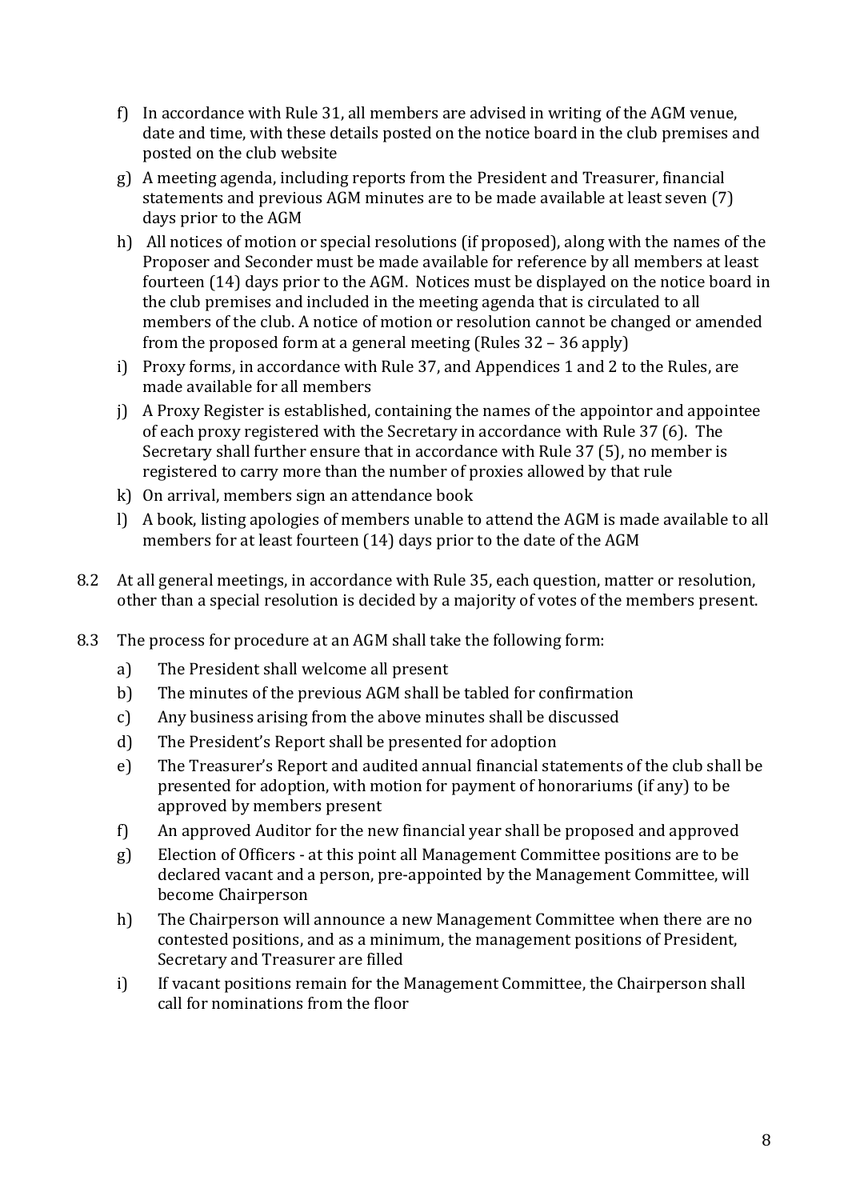f) In accordance with Rule 31, all members are advised in writing of the AGM venue, date and time, with these details posted on the notice board in the club premises and posted on the club website

g) A meeting agenda, including reports from the President and Treasurer, financial statements and previous AGM minutes are to be made available at least seven (7) days prior to the AGM

h) All notices of motion or special resolutions (if proposed), along with the names of the Proposer and Seconder must be made available for reference by all members at least fourteen (14) days prior to the AGM. Notices must be displayed on the notice board in the club premises and included in the meeting agenda that is circulated to all members of the club. A notice of motion or resolution cannot be changed or amended from the proposed form at a general meeting (Rules 32 – 36 apply)

i) Proxy forms, in accordance with Rule 37, and Appendices 1 and 2 to the Rules, are made available for all members

j) A Proxy Register is established, containing the names of the appointor and appointee of each proxy registered with the Secretary in accordance with Rule 37 (6). The Secretary shall further ensure that in accordance with Rule 37 (5), no member is registered to carry more than the number of proxies allowed by that rule

k) On arrival, members sign an attendance book

l) A book, listing apologies of members unable to attend the AGM is made available to all members for at least fourteen (14) days prior to the date of the AGM

8.2 At all general meetings, in accordance with Rule 35, each question, matter or resolution, other than a special resolution is decided by a majority of votes of the members present.

8.3 The process for procedure at an AGM shall take the following form:

a) The President shall welcome all present

b) The minutes of the previous AGM shall be tabled for confirmation

c) Any business arising from the above minutes shall be discussed

d) The President's Report shall be presented for adoption

e) The Treasurer's Report and audited annual financial statements of the club shall be presented for adoption, with motion for payment of honorariums (if any) to be approved by members present

f) An approved Auditor for the new financial year shall be proposed and approved

g) Election of Officers - at this point all Management Committee positions are to be declared vacant and a person, pre-appointed by the Management Committee, will become Chairperson

h) The Chairperson will announce a new Management Committee when there are no contested positions, and as a minimum, the management positions of President, Secretary and Treasurer are filled

i) If vacant positions remain for the Management Committee, the Chairperson shall call for nominations from the floor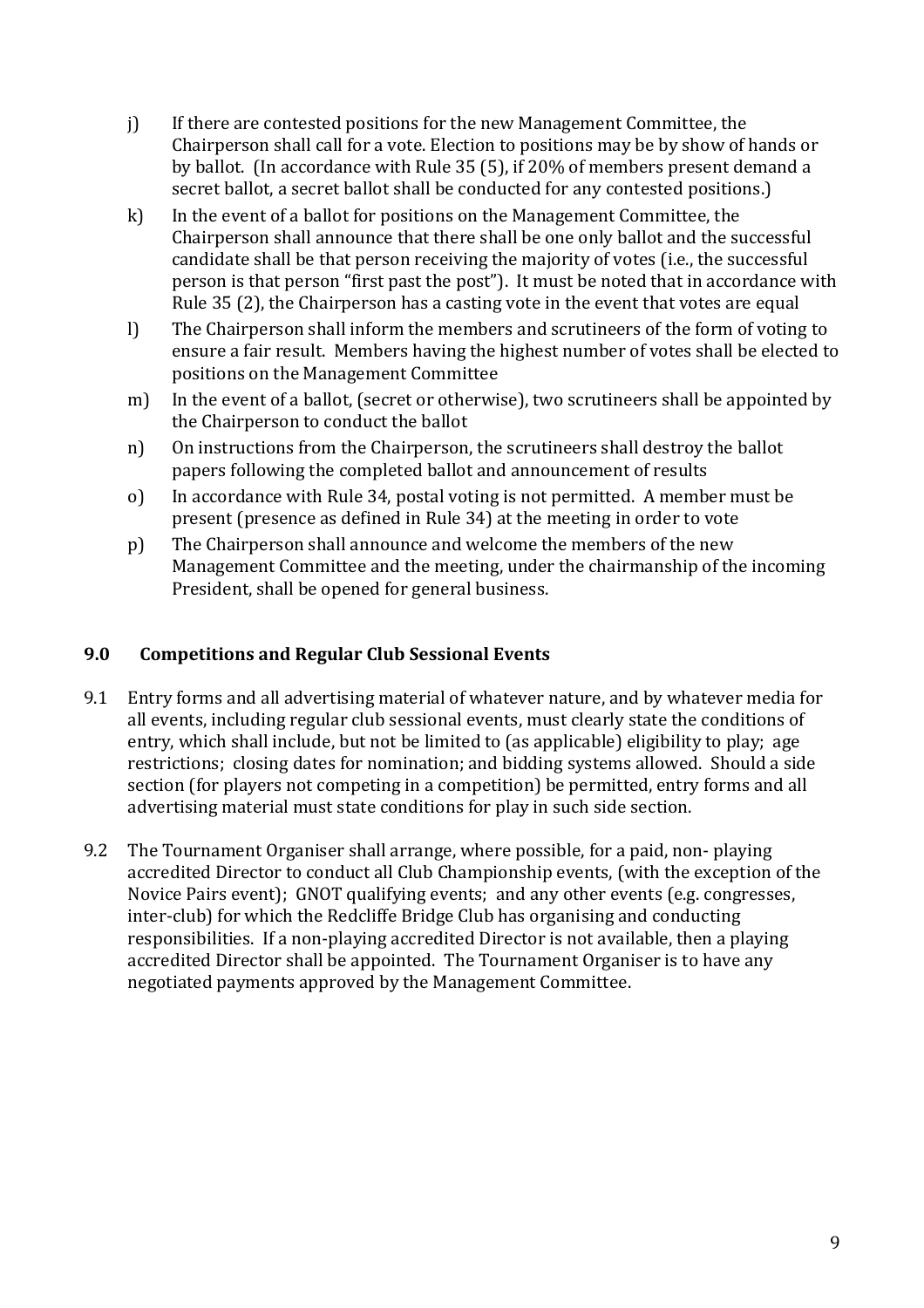j) If there are contested positions for the new Management Committee, the Chairperson shall call for a vote. Election to positions may be by show of hands or by ballot. (In accordance with Rule 35 (5), if 20% of members present demand a secret ballot, a secret ballot shall be conducted for any contested positions.)

k) In the event of a ballot for positions on the Management Committee, the Chairperson shall announce that there shall be one only ballot and the successful candidate shall be that person receiving the majority of votes (i.e., the successful person is that person "first past the post"). It must be noted that in accordance with Rule 35 (2), the Chairperson has a casting vote in the event that votes are equal

l) The Chairperson shall inform the members and scrutineers of the form of voting to ensure a fair result. Members having the highest number of votes shall be elected to positions on the Management Committee

m) In the event of a ballot, (secret or otherwise), two scrutineers shall be appointed by the Chairperson to conduct the ballot

n) On instructions from the Chairperson, the scrutineers shall destroy the ballot papers following the completed ballot and announcement of results

o) In accordance with Rule 34, postal voting is not permitted. A member must be present (presence as defined in Rule 34) at the meeting in order to vote

p) The Chairperson shall announce and welcome the members of the new Management Committee and the meeting, under the chairmanship of the incoming President, shall be opened for general business.

## 9.0 Competitions and Regular Club Sessional Events

9.1 Entry forms and all advertising material of whatever nature, and by whatever media for all events, including regular club sessional events, must clearly state the conditions of entry, which shall include, but not be limited to (as applicable) eligibility to play; age restrictions; closing dates for nomination; and bidding systems allowed. Should a side section (for players not competing in a competition) be permitted, entry forms and all advertising material must state conditions for play in such side section.

9.2 The Tournament Organiser shall arrange, where possible, for a paid, non- playing accredited Director to conduct all Club Championship events, (with the exception of the Novice Pairs event); GNOT qualifying events; and any other events (e.g. congresses, inter-club) for which the Redcliffe Bridge Club has organising and conducting responsibilities. If a non-playing accredited Director is not available, then a playing accredited Director shall be appointed. The Tournament Organiser is to have any negotiated payments approved by the Management Committee.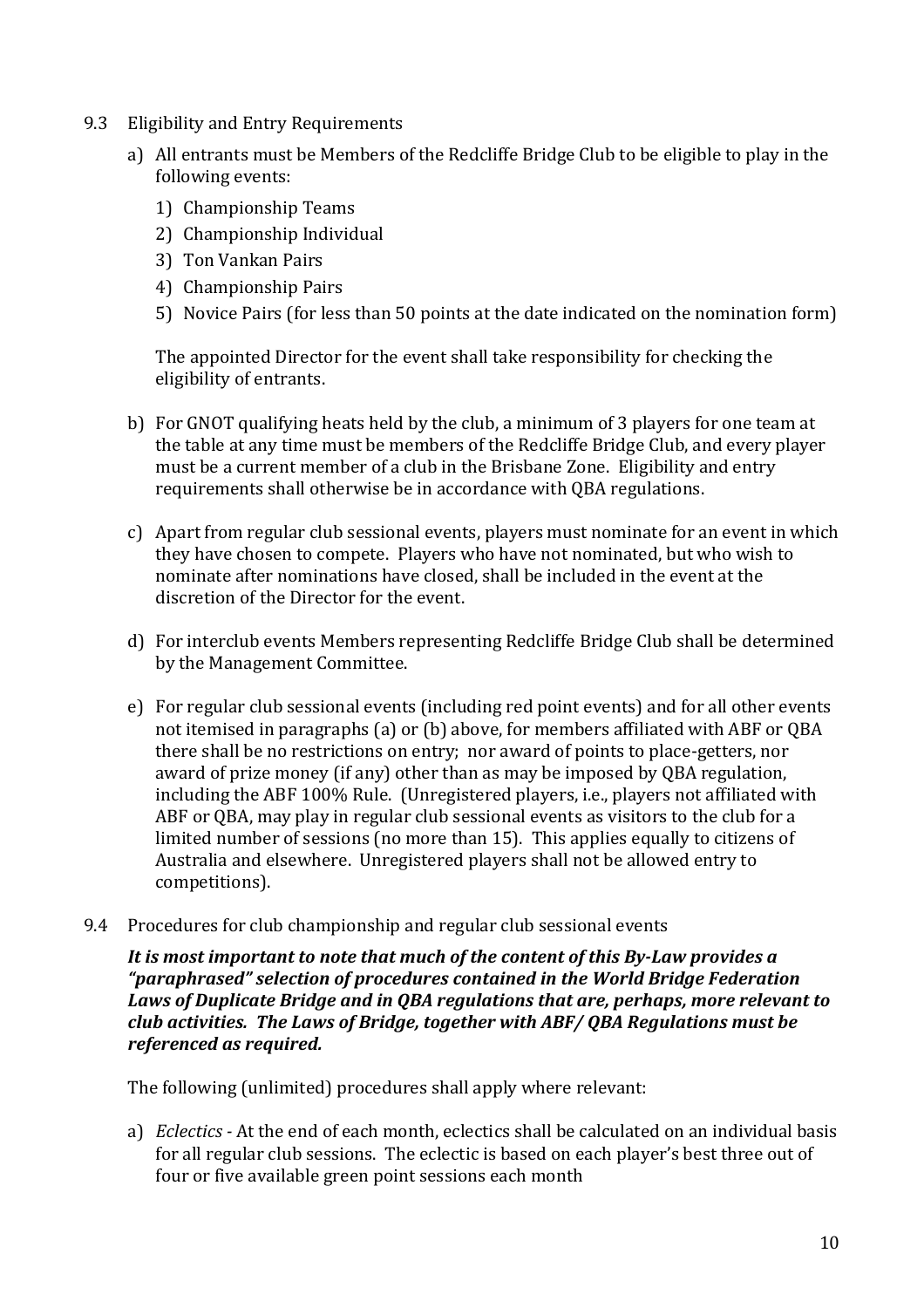## 9.3 Eligibility and Entry Requirements

a) All entrants must be Members of the Redcliffe Bridge Club to be eligible to play in the following events:

   1) Championship Teams
   2) Championship Individual
   3) Ton Vankan Pairs
   4) Championship Pairs
   5) Novice Pairs (for less than 50 points at the date indicated on the nomination form)

   The appointed Director for the event shall take responsibility for checking the eligibility of entrants.

b) For GNOT qualifying heats held by the club, a minimum of 3 players for one team at the table at any time must be members of the Redcliffe Bridge Club, and every player must be a current member of a club in the Brisbane Zone. Eligibility and entry requirements shall otherwise be in accordance with QBA regulations.

c) Apart from regular club sessional events, players must nominate for an event in which they have chosen to compete. Players who have not nominated, but who wish to nominate after nominations have closed, shall be included in the event at the discretion of the Director for the event.

d) For interclub events Members representing Redcliffe Bridge Club shall be determined by the Management Committee.

e) For regular club sessional events (including red point events) and for all other events not itemised in paragraphs (a) or (b) above, for members affiliated with ABF or QBA there shall be no restrictions on entry; nor award of points to place-getters, nor award of prize money (if any) other than as may be imposed by QBA regulation, including the ABF 100% Rule. (Unregistered players, i.e., players not affiliated with ABF or QBA, may play in regular club sessional events as visitors to the club for a limited number of sessions (no more than 15). This applies equally to citizens of Australia and elsewhere. Unregistered players shall not be allowed entry to competitions).

## 9.4 Procedures for club championship and regular club sessional events

***It is most important to note that much of the content of this By-Law provides a "paraphrased" selection of procedures contained in the World Bridge Federation Laws of Duplicate Bridge and in QBA regulations that are, perhaps, more relevant to club activities. The Laws of Bridge, together with ABF/ QBA Regulations must be referenced as required.***

The following (unlimited) procedures shall apply where relevant:

a) *Eclectics* - At the end of each month, eclectics shall be calculated on an individual basis for all regular club sessions. The eclectic is based on each player's best three out of four or five available green point sessions each month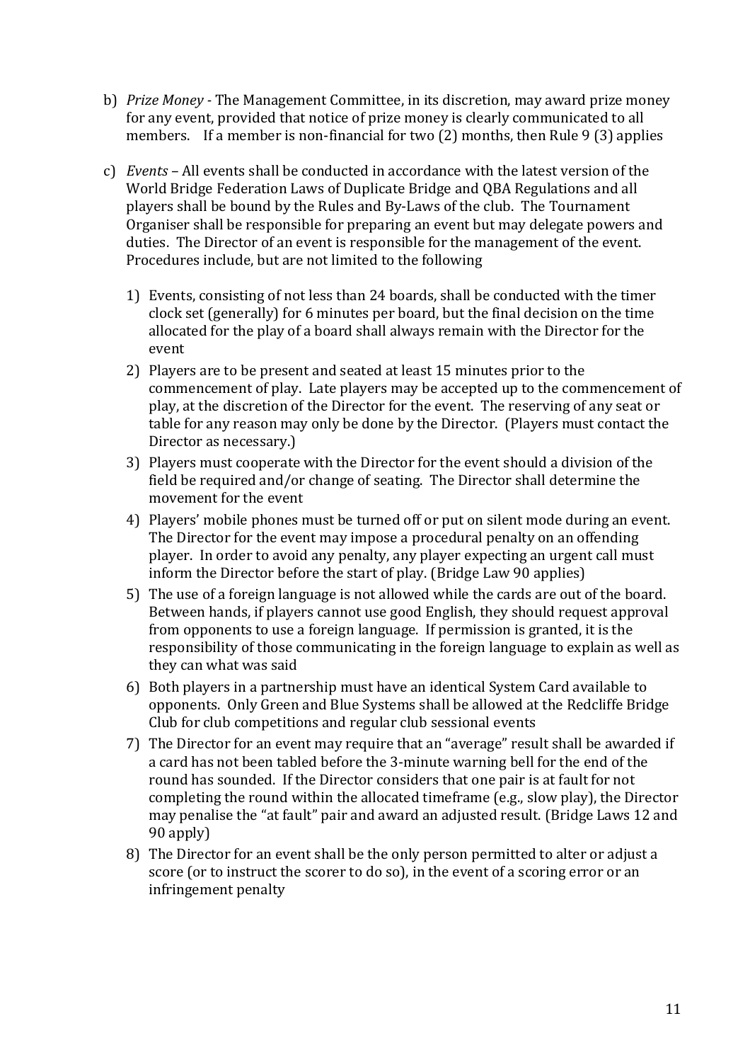b) *Prize Money* - The Management Committee, in its discretion, may award prize money for any event, provided that notice of prize money is clearly communicated to all members. If a member is non-financial for two (2) months, then Rule 9 (3) applies

c) *Events* – All events shall be conducted in accordance with the latest version of the World Bridge Federation Laws of Duplicate Bridge and QBA Regulations and all players shall be bound by the Rules and By-Laws of the club. The Tournament Organiser shall be responsible for preparing an event but may delegate powers and duties. The Director of an event is responsible for the management of the event. Procedures include, but are not limited to the following

   1) Events, consisting of not less than 24 boards, shall be conducted with the timer clock set (generally) for 6 minutes per board, but the final decision on the time allocated for the play of a board shall always remain with the Director for the event
   2) Players are to be present and seated at least 15 minutes prior to the commencement of play. Late players may be accepted up to the commencement of play, at the discretion of the Director for the event. The reserving of any seat or table for any reason may only be done by the Director. (Players must contact the Director as necessary.)
   3) Players must cooperate with the Director for the event should a division of the field be required and/or change of seating. The Director shall determine the movement for the event
   4) Players' mobile phones must be turned off or put on silent mode during an event. The Director for the event may impose a procedural penalty on an offending player. In order to avoid any penalty, any player expecting an urgent call must inform the Director before the start of play. (Bridge Law 90 applies)
   5) The use of a foreign language is not allowed while the cards are out of the board. Between hands, if players cannot use good English, they should request approval from opponents to use a foreign language. If permission is granted, it is the responsibility of those communicating in the foreign language to explain as well as they can what was said
   6) Both players in a partnership must have an identical System Card available to opponents. Only Green and Blue Systems shall be allowed at the Redcliffe Bridge Club for club competitions and regular club sessional events
   7) The Director for an event may require that an "average" result shall be awarded if a card has not been tabled before the 3-minute warning bell for the end of the round has sounded. If the Director considers that one pair is at fault for not completing the round within the allocated timeframe (e.g., slow play), the Director may penalise the "at fault" pair and award an adjusted result. (Bridge Laws 12 and 90 apply)
   8) The Director for an event shall be the only person permitted to alter or adjust a score (or to instruct the scorer to do so), in the event of a scoring error or an infringement penalty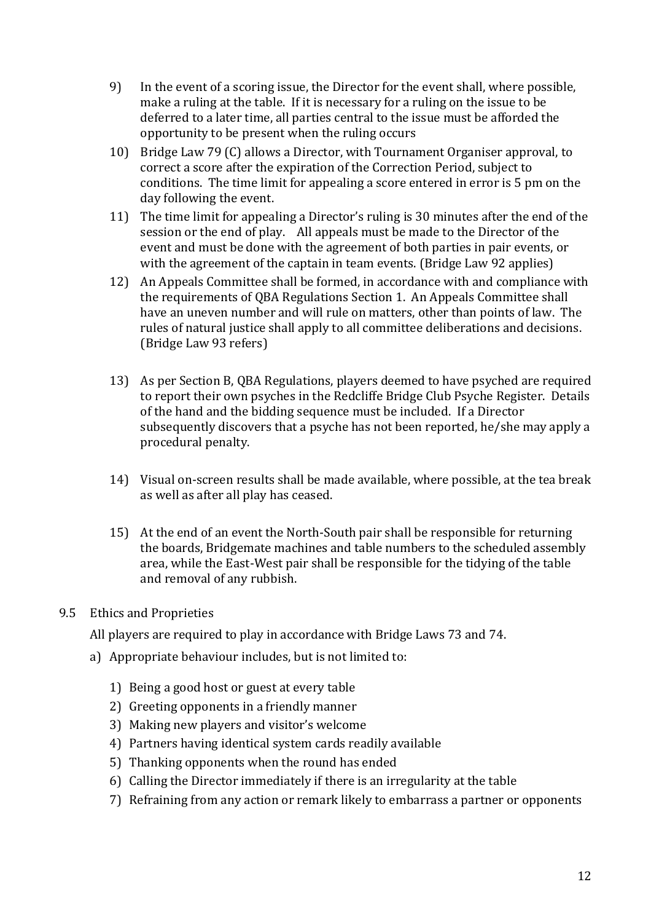9) In the event of a scoring issue, the Director for the event shall, where possible, make a ruling at the table. If it is necessary for a ruling on the issue to be deferred to a later time, all parties central to the issue must be afforded the opportunity to be present when the ruling occurs

10) Bridge Law 79 (C) allows a Director, with Tournament Organiser approval, to correct a score after the expiration of the Correction Period, subject to conditions. The time limit for appealing a score entered in error is 5 pm on the day following the event.

11) The time limit for appealing a Director's ruling is 30 minutes after the end of the session or the end of play. All appeals must be made to the Director of the event and must be done with the agreement of both parties in pair events, or with the agreement of the captain in team events. (Bridge Law 92 applies)

12) An Appeals Committee shall be formed, in accordance with and compliance with the requirements of QBA Regulations Section 1. An Appeals Committee shall have an uneven number and will rule on matters, other than points of law. The rules of natural justice shall apply to all committee deliberations and decisions. (Bridge Law 93 refers)

13) As per Section B, QBA Regulations, players deemed to have psyched are required to report their own psyches in the Redcliffe Bridge Club Psyche Register. Details of the hand and the bidding sequence must be included. If a Director subsequently discovers that a psyche has not been reported, he/she may apply a procedural penalty.

14) Visual on-screen results shall be made available, where possible, at the tea break as well as after all play has ceased.

15) At the end of an event the North-South pair shall be responsible for returning the boards, Bridgemate machines and table numbers to the scheduled assembly area, while the East-West pair shall be responsible for the tidying of the table and removal of any rubbish.

### 9.5 Ethics and Proprieties

All players are required to play in accordance with Bridge Laws 73 and 74.

a) Appropriate behaviour includes, but is not limited to:

1) Being a good host or guest at every table
2) Greeting opponents in a friendly manner
3) Making new players and visitor's welcome
4) Partners having identical system cards readily available
5) Thanking opponents when the round has ended
6) Calling the Director immediately if there is an irregularity at the table
7) Refraining from any action or remark likely to embarrass a partner or opponents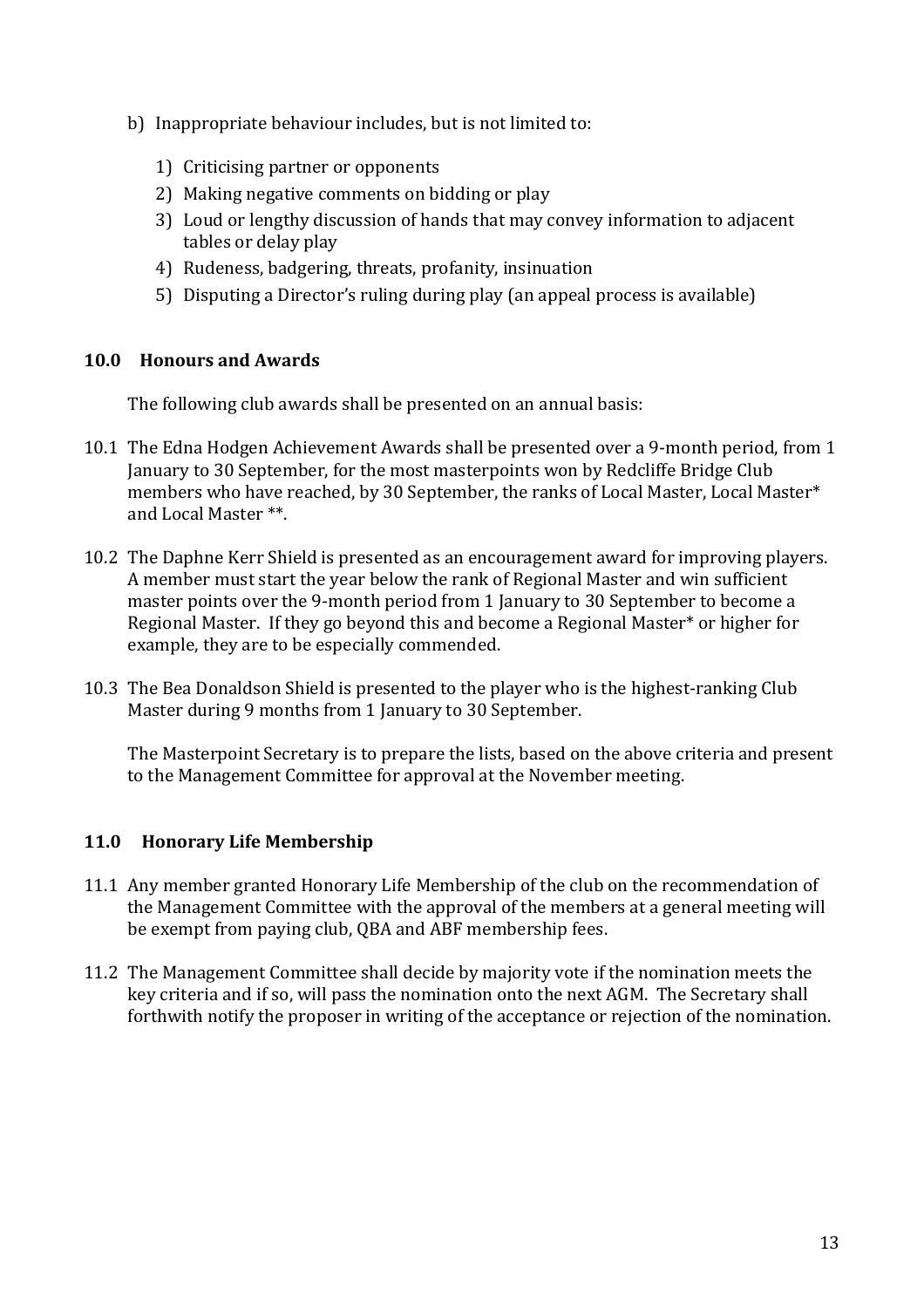b) Inappropriate behaviour includes, but is not limited to:

1) Criticising partner or opponents
2) Making negative comments on bidding or play
3) Loud or lengthy discussion of hands that may convey information to adjacent tables or delay play
4) Rudeness, badgering, threats, profanity, insinuation
5) Disputing a Director's ruling during play (an appeal process is available)

## 10.0 Honours and Awards

The following club awards shall be presented on an annual basis:

10.1 The Edna Hodgen Achievement Awards shall be presented over a 9-month period, from 1 January to 30 September, for the most masterpoints won by Redcliffe Bridge Club members who have reached, by 30 September, the ranks of Local Master, Local Master* and Local Master **.

10.2 The Daphne Kerr Shield is presented as an encouragement award for improving players. A member must start the year below the rank of Regional Master and win sufficient master points over the 9-month period from 1 January to 30 September to become a Regional Master. If they go beyond this and become a Regional Master* or higher for example, they are to be especially commended.

10.3 The Bea Donaldson Shield is presented to the player who is the highest-ranking Club Master during 9 months from 1 January to 30 September.

The Masterpoint Secretary is to prepare the lists, based on the above criteria and present to the Management Committee for approval at the November meeting.

## 11.0 Honorary Life Membership

11.1 Any member granted Honorary Life Membership of the club on the recommendation of the Management Committee with the approval of the members at a general meeting will be exempt from paying club, QBA and ABF membership fees.

11.2 The Management Committee shall decide by majority vote if the nomination meets the key criteria and if so, will pass the nomination onto the next AGM. The Secretary shall forthwith notify the proposer in writing of the acceptance or rejection of the nomination.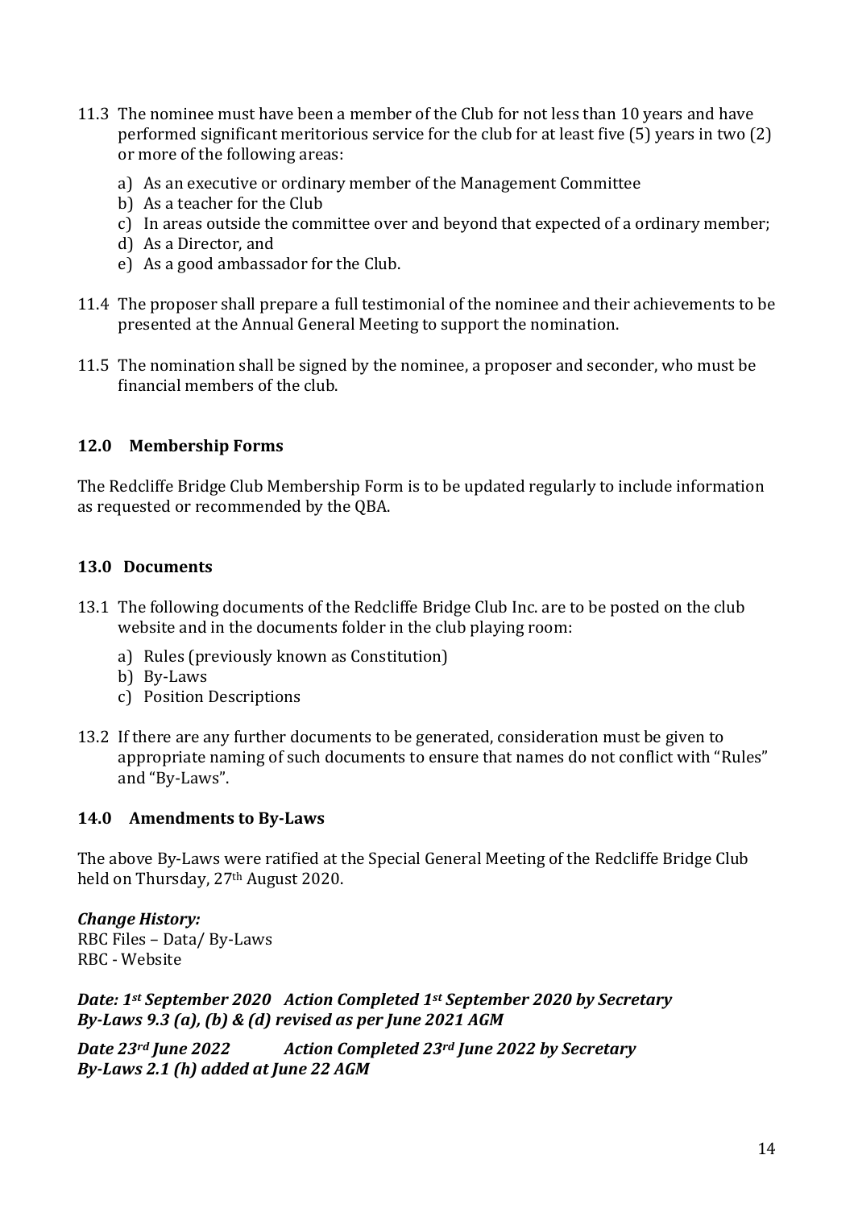11.3 The nominee must have been a member of the Club for not less than 10 years and have performed significant meritorious service for the club for at least five (5) years in two (2) or more of the following areas:

a) As an executive or ordinary member of the Management Committee
b) As a teacher for the Club
c) In areas outside the committee over and beyond that expected of a ordinary member;
d) As a Director, and
e) As a good ambassador for the Club.

11.4 The proposer shall prepare a full testimonial of the nominee and their achievements to be presented at the Annual General Meeting to support the nomination.

11.5 The nomination shall be signed by the nominee, a proposer and seconder, who must be financial members of the club.

## 12.0 Membership Forms

The Redcliffe Bridge Club Membership Form is to be updated regularly to include information as requested or recommended by the QBA.

## 13.0 Documents

13.1 The following documents of the Redcliffe Bridge Club Inc. are to be posted on the club website and in the documents folder in the club playing room:

a) Rules (previously known as Constitution)
b) By-Laws
c) Position Descriptions

13.2 If there are any further documents to be generated, consideration must be given to appropriate naming of such documents to ensure that names do not conflict with "Rules" and "By-Laws".

## 14.0 Amendments to By-Laws

The above By-Laws were ratified at the Special General Meeting of the Redcliffe Bridge Club held on Thursday, 27th August 2020.

***Change History:***
RBC Files – Data/ By-Laws
RBC - Website

***Date: 1st September 2020 Action Completed 1st September 2020 by Secretary***
***By-Laws 9.3 (a), (b) & (d) revised as per June 2021 AGM***

***Date 23rd June 2022 Action Completed 23rd June 2022 by Secretary***
***By-Laws 2.1 (h) added at June 22 AGM***